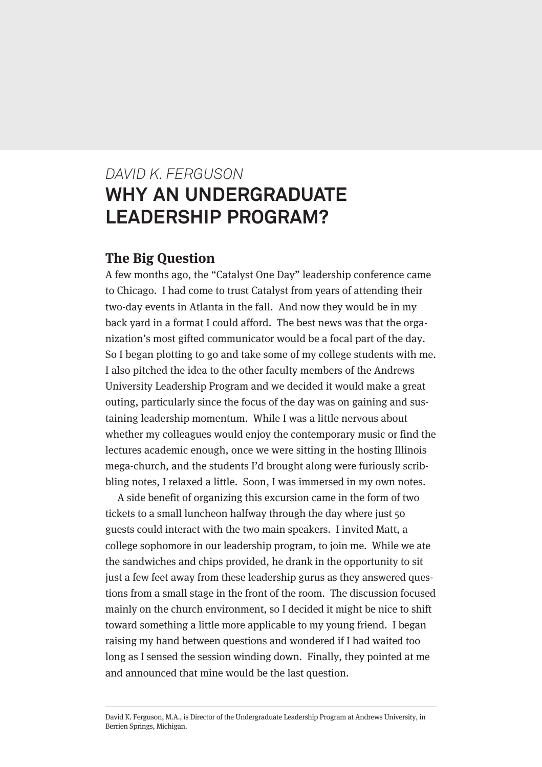*DAVID K. FERGUSON*

# WHY AN UNDERGRADUATE LEADERSHIP PROGRAM?

## The Big Question

A few months ago, the "Catalyst One Day" leadership conference came to Chicago. I had come to trust Catalyst from years of attending their two-day events in Atlanta in the fall. And now they would be in my back yard in a format I could afford. The best news was that the organization's most gifted communicator would be a focal part of the day. So I began plotting to go and take some of my college students with me. I also pitched the idea to the other faculty members of the Andrews University Leadership Program and we decided it would make a great outing, particularly since the focus of the day was on gaining and sustaining leadership momentum. While I was a little nervous about whether my colleagues would enjoy the contemporary music or find the lectures academic enough, once we were sitting in the hosting Illinois mega-church, and the students I'd brought along were furiously scribbling notes, I relaxed a little. Soon, I was immersed in my own notes.

A side benefit of organizing this excursion came in the form of two tickets to a small luncheon halfway through the day where just 50 guests could interact with the two main speakers. I invited Matt, a college sophomore in our leadership program, to join me. While we ate the sandwiches and chips provided, he drank in the opportunity to sit just a few feet away from these leadership gurus as they answered questions from a small stage in the front of the room. The discussion focused mainly on the church environment, so I decided it might be nice to shift toward something a little more applicable to my young friend. I began raising my hand between questions and wondered if I had waited too long as I sensed the session winding down. Finally, they pointed at me and announced that mine would be the last question.

---

David K. Ferguson, M.A., is Director of the Undergraduate Leadership Program at Andrews University, in Berrien Springs, Michigan.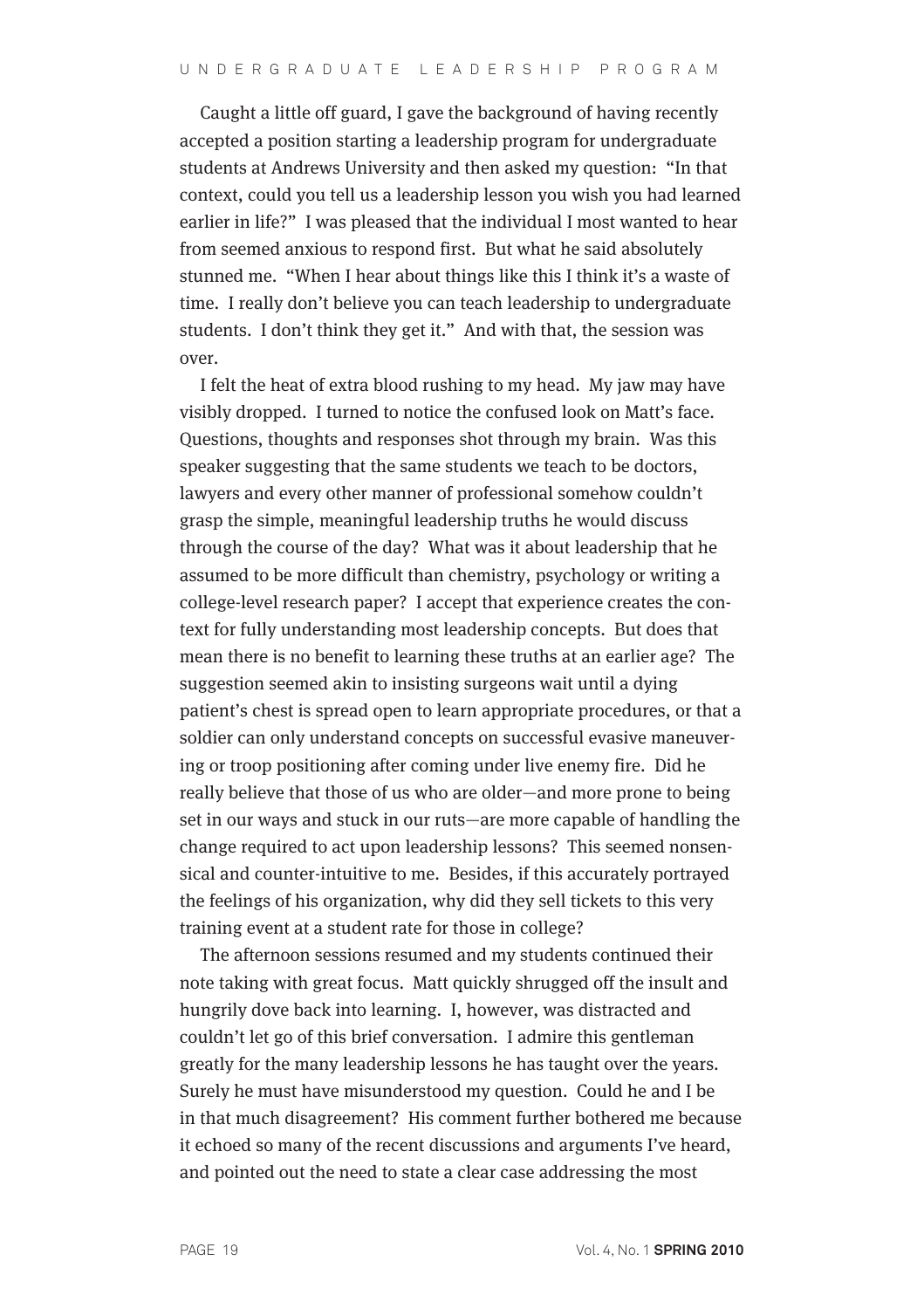Caught a little off guard, I gave the background of having recently accepted a position starting a leadership program for undergraduate students at Andrews University and then asked my question: "In that context, could you tell us a leadership lesson you wish you had learned earlier in life?" I was pleased that the individual I most wanted to hear from seemed anxious to respond first. But what he said absolutely stunned me. "When I hear about things like this I think it's a waste of time. I really don't believe you can teach leadership to undergraduate students. I don't think they get it." And with that, the session was over.

I felt the heat of extra blood rushing to my head. My jaw may have visibly dropped. I turned to notice the confused look on Matt's face. Questions, thoughts and responses shot through my brain. Was this speaker suggesting that the same students we teach to be doctors, lawyers and every other manner of professional somehow couldn't grasp the simple, meaningful leadership truths he would discuss through the course of the day? What was it about leadership that he assumed to be more difficult than chemistry, psychology or writing a college-level research paper? I accept that experience creates the context for fully understanding most leadership concepts. But does that mean there is no benefit to learning these truths at an earlier age? The suggestion seemed akin to insisting surgeons wait until a dying patient's chest is spread open to learn appropriate procedures, or that a soldier can only understand concepts on successful evasive maneuvering or troop positioning after coming under live enemy fire. Did he really believe that those of us who are older—and more prone to being set in our ways and stuck in our ruts—are more capable of handling the change required to act upon leadership lessons? This seemed nonsensical and counter-intuitive to me. Besides, if this accurately portrayed the feelings of his organization, why did they sell tickets to this very training event at a student rate for those in college?

The afternoon sessions resumed and my students continued their note taking with great focus. Matt quickly shrugged off the insult and hungrily dove back into learning. I, however, was distracted and couldn't let go of this brief conversation. I admire this gentleman greatly for the many leadership lessons he has taught over the years. Surely he must have misunderstood my question. Could he and I be in that much disagreement? His comment further bothered me because it echoed so many of the recent discussions and arguments I've heard, and pointed out the need to state a clear case addressing the most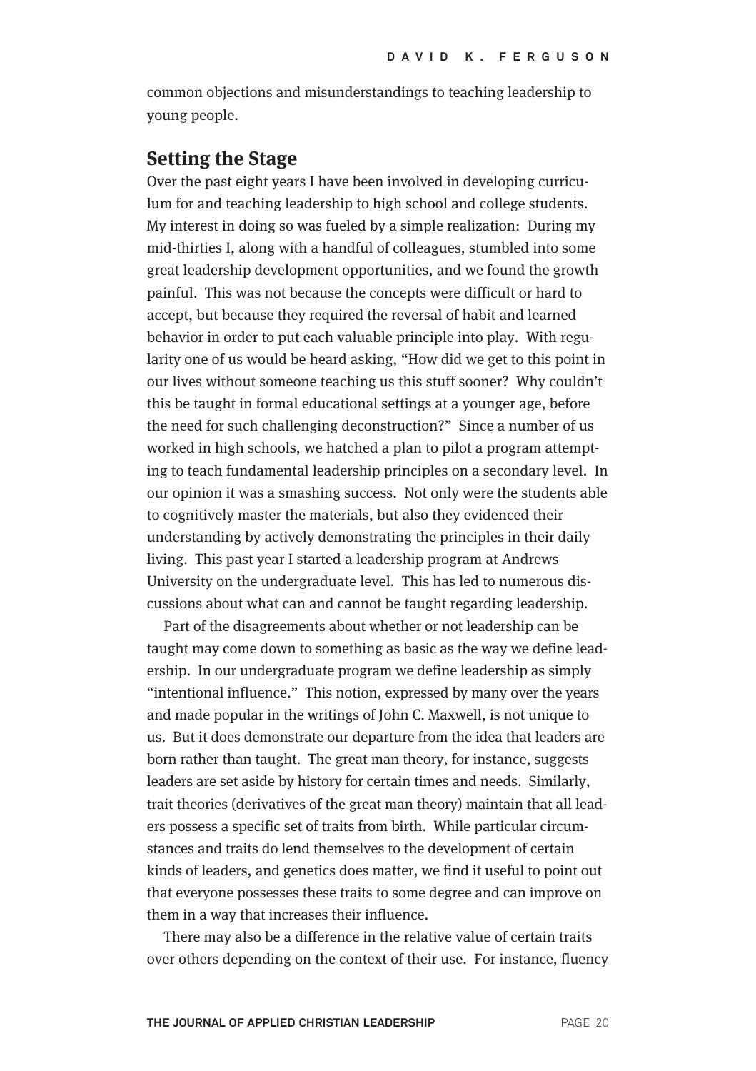common objections and misunderstandings to teaching leadership to young people.

## Setting the Stage

Over the past eight years I have been involved in developing curriculum for and teaching leadership to high school and college students. My interest in doing so was fueled by a simple realization: During my mid-thirties I, along with a handful of colleagues, stumbled into some great leadership development opportunities, and we found the growth painful. This was not because the concepts were difficult or hard to accept, but because they required the reversal of habit and learned behavior in order to put each valuable principle into play. With regularity one of us would be heard asking, "How did we get to this point in our lives without someone teaching us this stuff sooner? Why couldn't this be taught in formal educational settings at a younger age, before the need for such challenging deconstruction?" Since a number of us worked in high schools, we hatched a plan to pilot a program attempting to teach fundamental leadership principles on a secondary level. In our opinion it was a smashing success. Not only were the students able to cognitively master the materials, but also they evidenced their understanding by actively demonstrating the principles in their daily living. This past year I started a leadership program at Andrews University on the undergraduate level. This has led to numerous discussions about what can and cannot be taught regarding leadership.

Part of the disagreements about whether or not leadership can be taught may come down to something as basic as the way we define leadership. In our undergraduate program we define leadership as simply "intentional influence." This notion, expressed by many over the years and made popular in the writings of John C. Maxwell, is not unique to us. But it does demonstrate our departure from the idea that leaders are born rather than taught. The great man theory, for instance, suggests leaders are set aside by history for certain times and needs. Similarly, trait theories (derivatives of the great man theory) maintain that all leaders possess a specific set of traits from birth. While particular circumstances and traits do lend themselves to the development of certain kinds of leaders, and genetics does matter, we find it useful to point out that everyone possesses these traits to some degree and can improve on them in a way that increases their influence.

There may also be a difference in the relative value of certain traits over others depending on the context of their use. For instance, fluency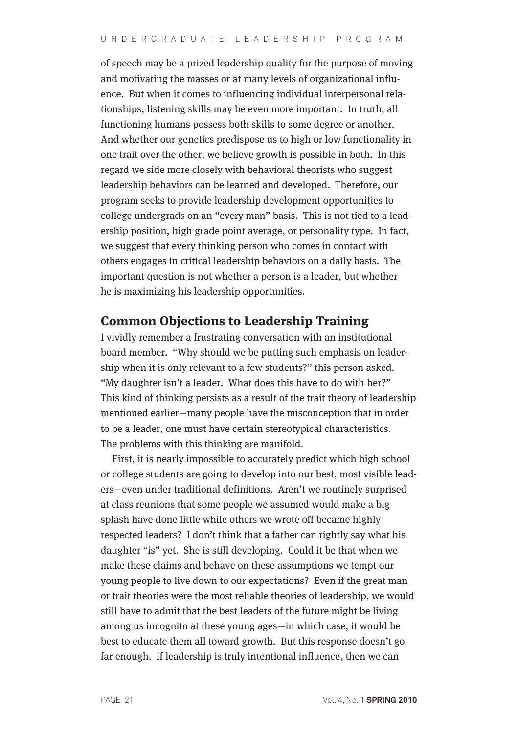of speech may be a prized leadership quality for the purpose of moving and motivating the masses or at many levels of organizational influence. But when it comes to influencing individual interpersonal relationships, listening skills may be even more important. In truth, all functioning humans possess both skills to some degree or another. And whether our genetics predispose us to high or low functionality in one trait over the other, we believe growth is possible in both. In this regard we side more closely with behavioral theorists who suggest leadership behaviors can be learned and developed. Therefore, our program seeks to provide leadership development opportunities to college undergrads on an "every man" basis. This is not tied to a leadership position, high grade point average, or personality type. In fact, we suggest that every thinking person who comes in contact with others engages in critical leadership behaviors on a daily basis. The important question is not whether a person is a leader, but whether he is maximizing his leadership opportunities.

## Common Objections to Leadership Training

I vividly remember a frustrating conversation with an institutional board member. "Why should we be putting such emphasis on leadership when it is only relevant to a few students?" this person asked. "My daughter isn't a leader. What does this have to do with her?" This kind of thinking persists as a result of the trait theory of leadership mentioned earlier—many people have the misconception that in order to be a leader, one must have certain stereotypical characteristics. The problems with this thinking are manifold.

First, it is nearly impossible to accurately predict which high school or college students are going to develop into our best, most visible leaders—even under traditional definitions. Aren't we routinely surprised at class reunions that some people we assumed would make a big splash have done little while others we wrote off became highly respected leaders? I don't think that a father can rightly say what his daughter "is" yet. She is still developing. Could it be that when we make these claims and behave on these assumptions we tempt our young people to live down to our expectations? Even if the great man or trait theories were the most reliable theories of leadership, we would still have to admit that the best leaders of the future might be living among us incognito at these young ages—in which case, it would be best to educate them all toward growth. But this response doesn't go far enough. If leadership is truly intentional influence, then we can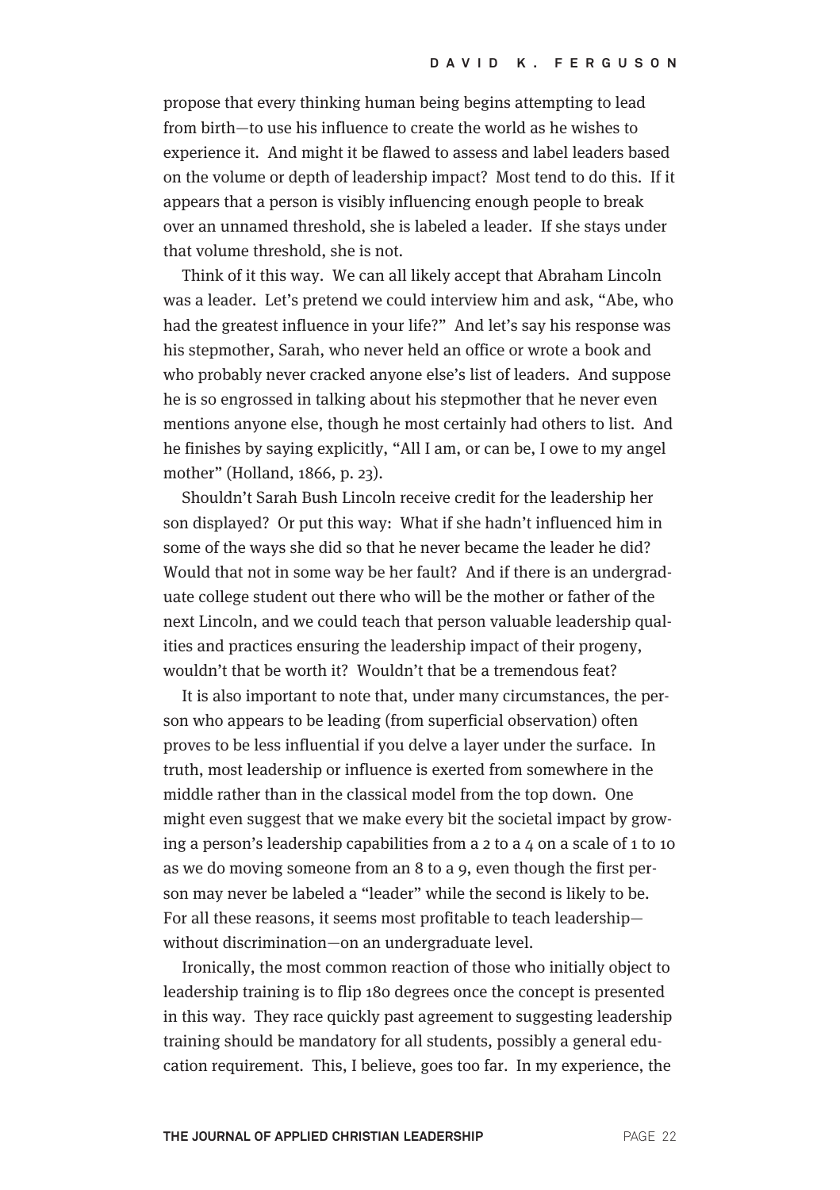propose that every thinking human being begins attempting to lead from birth—to use his influence to create the world as he wishes to experience it. And might it be flawed to assess and label leaders based on the volume or depth of leadership impact? Most tend to do this. If it appears that a person is visibly influencing enough people to break over an unnamed threshold, she is labeled a leader. If she stays under that volume threshold, she is not.

Think of it this way. We can all likely accept that Abraham Lincoln was a leader. Let's pretend we could interview him and ask, "Abe, who had the greatest influence in your life?" And let's say his response was his stepmother, Sarah, who never held an office or wrote a book and who probably never cracked anyone else's list of leaders. And suppose he is so engrossed in talking about his stepmother that he never even mentions anyone else, though he most certainly had others to list. And he finishes by saying explicitly, "All I am, or can be, I owe to my angel mother" (Holland, 1866, p. 23).

Shouldn't Sarah Bush Lincoln receive credit for the leadership her son displayed? Or put this way: What if she hadn't influenced him in some of the ways she did so that he never became the leader he did? Would that not in some way be her fault? And if there is an undergraduate college student out there who will be the mother or father of the next Lincoln, and we could teach that person valuable leadership qualities and practices ensuring the leadership impact of their progeny, wouldn't that be worth it? Wouldn't that be a tremendous feat?

It is also important to note that, under many circumstances, the person who appears to be leading (from superficial observation) often proves to be less influential if you delve a layer under the surface. In truth, most leadership or influence is exerted from somewhere in the middle rather than in the classical model from the top down. One might even suggest that we make every bit the societal impact by growing a person's leadership capabilities from a 2 to a 4 on a scale of 1 to 10 as we do moving someone from an 8 to a 9, even though the first person may never be labeled a "leader" while the second is likely to be. For all these reasons, it seems most profitable to teach leadership—without discrimination—on an undergraduate level.

Ironically, the most common reaction of those who initially object to leadership training is to flip 180 degrees once the concept is presented in this way. They race quickly past agreement to suggesting leadership training should be mandatory for all students, possibly a general education requirement. This, I believe, goes too far. In my experience, the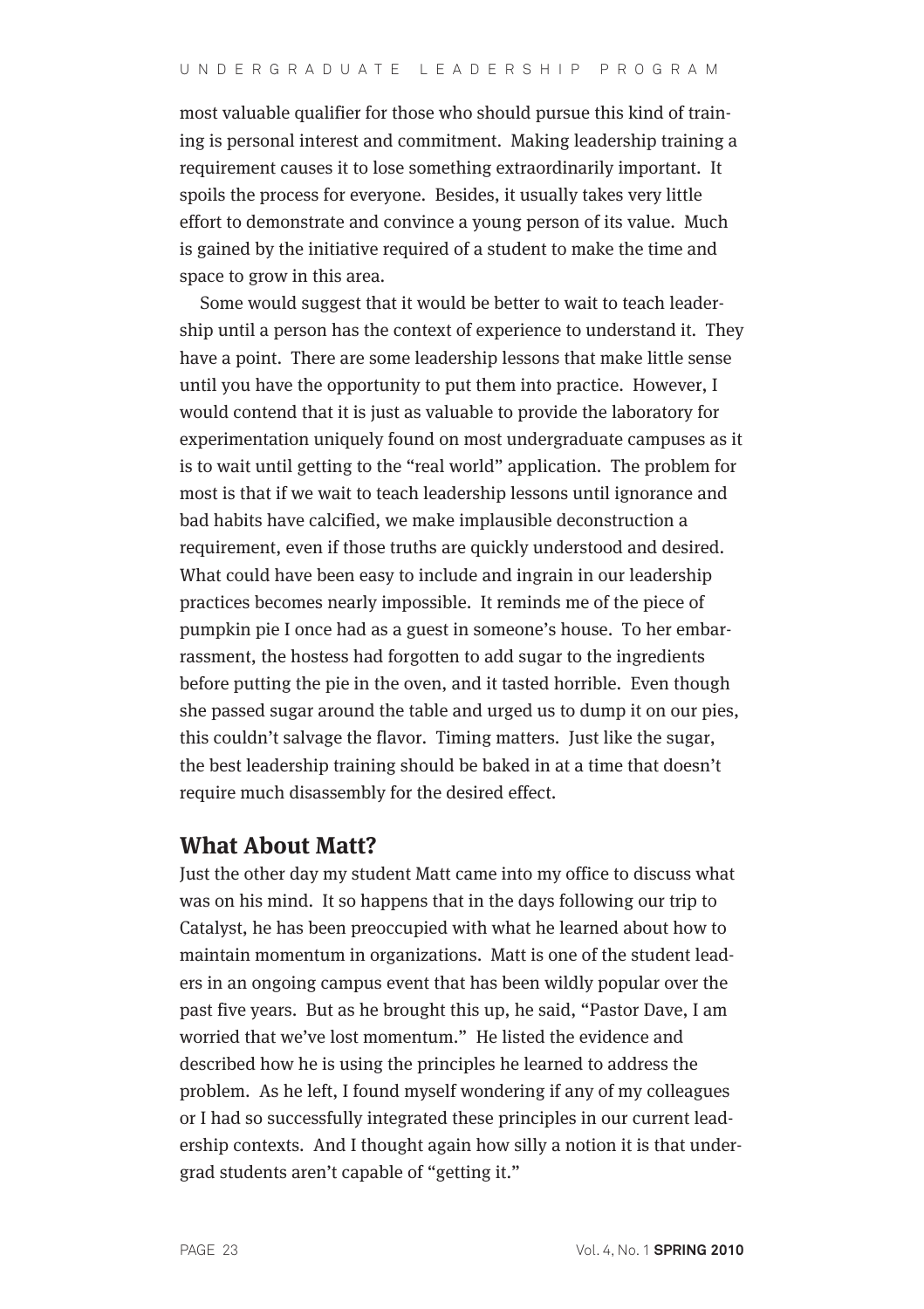most valuable qualifier for those who should pursue this kind of training is personal interest and commitment. Making leadership training a requirement causes it to lose something extraordinarily important. It spoils the process for everyone. Besides, it usually takes very little effort to demonstrate and convince a young person of its value. Much is gained by the initiative required of a student to make the time and space to grow in this area.

Some would suggest that it would be better to wait to teach leadership until a person has the context of experience to understand it. They have a point. There are some leadership lessons that make little sense until you have the opportunity to put them into practice. However, I would contend that it is just as valuable to provide the laboratory for experimentation uniquely found on most undergraduate campuses as it is to wait until getting to the "real world" application. The problem for most is that if we wait to teach leadership lessons until ignorance and bad habits have calcified, we make implausible deconstruction a requirement, even if those truths are quickly understood and desired. What could have been easy to include and ingrain in our leadership practices becomes nearly impossible. It reminds me of the piece of pumpkin pie I once had as a guest in someone's house. To her embarrassment, the hostess had forgotten to add sugar to the ingredients before putting the pie in the oven, and it tasted horrible. Even though she passed sugar around the table and urged us to dump it on our pies, this couldn't salvage the flavor. Timing matters. Just like the sugar, the best leadership training should be baked in at a time that doesn't require much disassembly for the desired effect.

## What About Matt?

Just the other day my student Matt came into my office to discuss what was on his mind. It so happens that in the days following our trip to Catalyst, he has been preoccupied with what he learned about how to maintain momentum in organizations. Matt is one of the student leaders in an ongoing campus event that has been wildly popular over the past five years. But as he brought this up, he said, "Pastor Dave, I am worried that we've lost momentum." He listed the evidence and described how he is using the principles he learned to address the problem. As he left, I found myself wondering if any of my colleagues or I had so successfully integrated these principles in our current leadership contexts. And I thought again how silly a notion it is that undergrad students aren't capable of "getting it."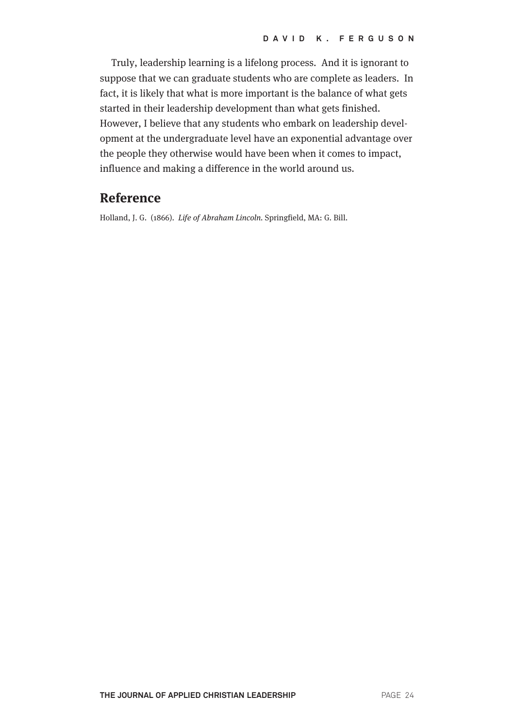Truly, leadership learning is a lifelong process. And it is ignorant to suppose that we can graduate students who are complete as leaders. In fact, it is likely that what is more important is the balance of what gets started in their leadership development than what gets finished. However, I believe that any students who embark on leadership development at the undergraduate level have an exponential advantage over the people they otherwise would have been when it comes to impact, influence and making a difference in the world around us.

## Reference

Holland, J. G. (1866). *Life of Abraham Lincoln*. Springfield, MA: G. Bill.